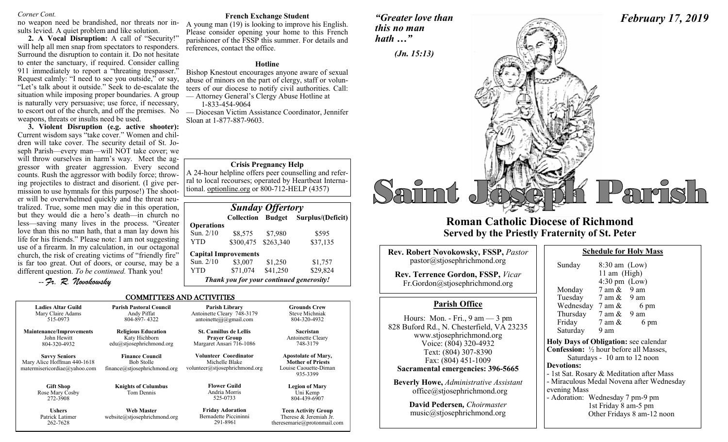*Corner Cont.*

no weapon need be brandished, nor threats nor insults levied. A quiet problem and like solution.

**2. A Vocal Disruption:** A call of "Security!" will help all men snap from spectators to responders. Surround the disruption to contain it. Do not hesitate to enter the sanctuary, if required. Consider calling 911 immediately to report a "threating trespasser." Request calmly: "I need to see you outside," or say, "Let's talk about it outside." Seek to de-escalate the situation while imposing proper boundaries. A group is naturally very persuasive; use force, if necessary, to escort out of the church, and off the premises. No weapons, threats or insults need be used.

**3. Violent Disruption (e.g. active shooter):** Current wisdom says "take cover." Women and children will take cover. The security detail of St. Joseph Parish—every man—will NOT take cover; we will throw ourselves in harm's way. Meet the aggressor with greater aggression. Every second counts. Rush the aggressor with bodily force; throwing projectiles to distract and disorient. (I give permission to use hymnals for this purpose!) The shooter will be overwhelmed quickly and the threat neutralized. True, some men may die in this operation, but they would die a hero's death—in church no less—saving many lives in the process. "Greater love than this no man hath, that a man lay down his life for his friends." Please note: I am not suggesting use of a firearm. In my calculation, in our octagonal church, the risk of creating victims of "friendly fire" is far too great. Out of doors, or course, may be a different question. *To be continued.* Thank you!

*--Fr. R. Novokowsky*

### French Exchange Student

A young man (19) is looking to improve his English. Please consider opening your home to this French parishioner of the FSSP this summer. For details and references, contact the office.

### Hotline

Bishop Knestout encourages anyone aware of sexual abuse of minors on the part of clergy, staff or volunteers of our diocese to notify civil authorities. Call:
— Attorney General's Clergy Abuse Hotline at 1-833-454-9064
— Diocesan Victim Assistance Coordinator, Jennifer Sloan at 1-877-887-9603.

### Crisis Pregnancy Help

A 24-hour helpline offers peer counselling and referral to local recourses; operated by Heartbeat International. optionline.org or 800-712-HELP (4357)

### *Sunday Offertory*

| | Collection | Budget | Surplus/(Deficit) |
|---|---|---|---|
| **Operations** | | | |
| Sun. 2/10 | $8,575 | $7,980 | $595 |
| YTD | $300,475 | $263,340 | $37,135 |
| **Capital Improvements** | | | |
| Sun. 2/10 | $3,007 | $1,250 | $1,757 |
| YTD | $71,074 | $41,250 | $29,824 |

***Thank you for your continued generosity!***

## COMMITTEES AND ACTIVITIES

| | | | |
|---|---|---|---|
| **Ladies Altar Guild** Mary Claire Adams 515-0973 | **Parish Pastoral Council** Andy Piffat 804-897- 4322 | **Parish Library** Antoinette Cleary 748-3179 antoinettejjj@gmail.com | **Grounds Crew** Steve Michniak 804-320-4932 |
| **Maintenance/Improvements** John Hewitt 804-320-4932 | **Religious Education** Katy Hichborn edu@stjosephrichmond.org | **St. Camillus de Lellis Prayer Group** Margaret Ansari 716-1086 | **Sacristan** Antoinette Cleary 748-3179 |
| **Savvy Seniors** Mary Alice Hoffman 440-1618 matermisericordiae@yahoo.com | **Finance Council** Bob Stolle finance@stjosephrichmond.org | **Volunteer Coordinator** Michelle Blake volunteer@stjosephrichmond.org | **Apostolate of Mary, Mother of Priests** Louise Caouette-Diman 935-3399 |
| **Gift Shop** Rose Mary Cosby 272-3908 | **Knights of Columbus** Tom Dennis | **Flower Guild** Andria Morris 525-0733 | **Legion of Mary** Uni Kemp 804-439-6907 |
| **Ushers** Patrick Latimer 262-7628 | **Web Master** website@stjosephrichmond.org | **Friday Adoration** Bernadette Piccininni 291-8961 | **Teen Activity Group** Therese & Jeremiah Jr. theresemarie@protonmail.com |

*"Greater love than this no man hath …"*

*(Jn. 15:13)*

***February 17, 2019***

# Saint Joseph Parish

## Roman Catholic Diocese of Richmond
## Served by the Priestly Fraternity of St. Peter

**Rev. Robert Novokowsky, FSSP,** *Pastor*
pastor@stjosephrichmond.org

**Rev. Terrence Gordon, FSSP,** *Vicar*
Fr.Gordon@stjosephrichmond.org

### Parish Office

Hours: Mon. - Fri., 9 am — 3 pm
828 Buford Rd., N. Chesterfield, VA 23235
www.stjosephrichmond.org
Voice: (804) 320-4932
Text: (804) 307-8390
Fax: (804) 451-1009
**Sacramental emergencies: 396-5665**

**Beverly Howe,** *Administrative Assistant*
office@stjosephrichmond.org

**David Pedersen,** *Choirmaster*
music@stjosephrichmond.org

### Schedule for Holy Mass

| | |
|---|---|
| Sunday | 8:30 am (Low), 11 am (High), 4:30 pm (Low) |
| Monday | 7 am & 9 am |
| Tuesday | 7 am & 9 am |
| Wednesday | 7 am & 6 pm |
| Thursday | 7 am & 9 am |
| Friday | 7 am & 6 pm |
| Saturday | 9 am |

**Holy Days of Obligation:** see calendar
**Confession:** ½ hour before all Masses, Saturdays - 10 am to 12 noon
**Devotions:**
- 1st Sat. Rosary & Meditation after Mass
- Miraculous Medal Novena after Wednesday evening Mass
- Adoration: Wednesday 7 pm-9 pm
  1st Friday 8 am-5 pm
  Other Fridays 8 am-12 noon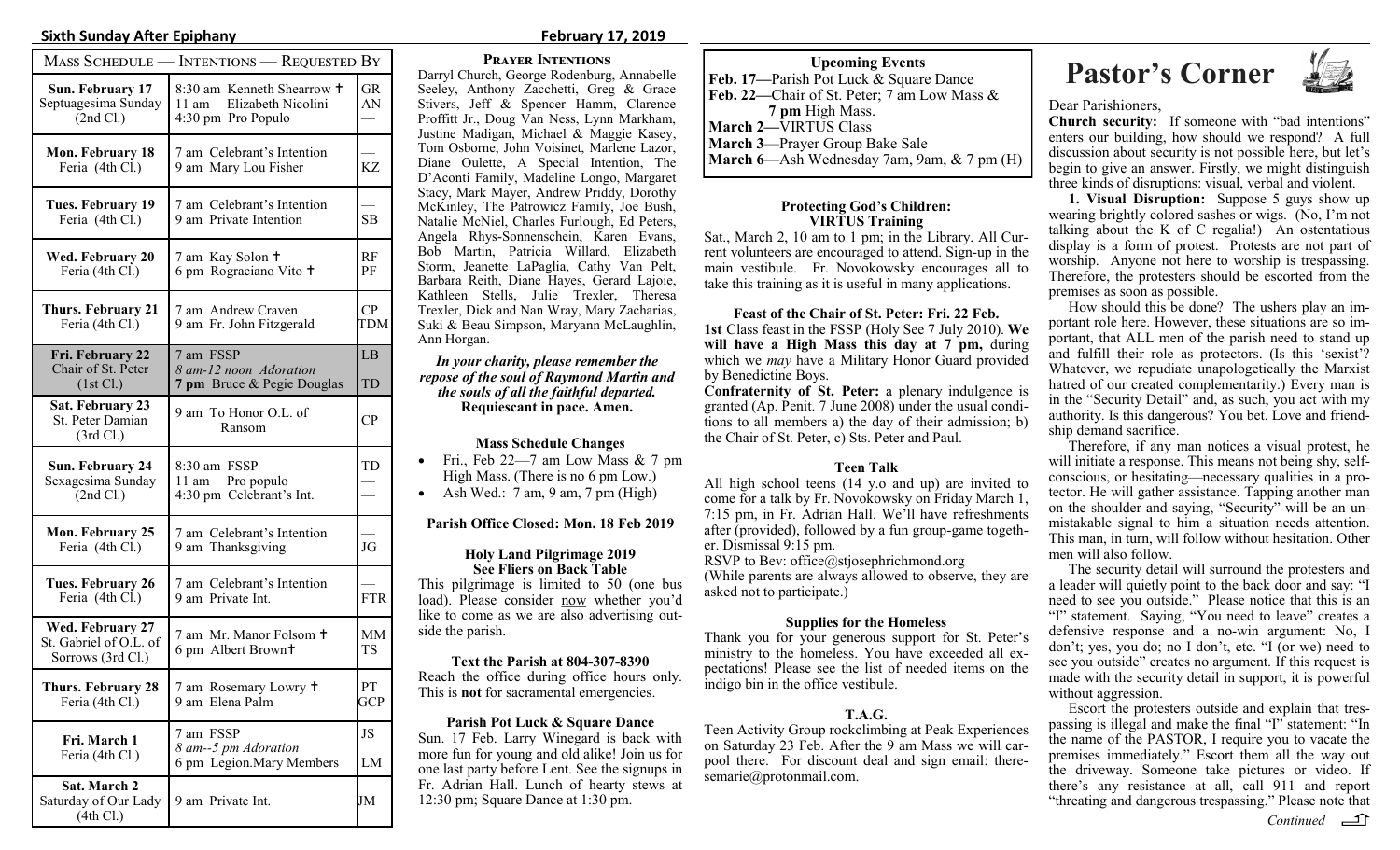## Mass Schedule — Intentions — Requested By

| | | |
|---|---|---|
| **Sun. February 17** Septuagesima Sunday (2nd Cl.) | 8:30 am Kenneth Shearrow ✝ 11 am Elizabeth Nicolini 4:30 pm Pro Populo | GR AN — |
| **Mon. February 18** Feria (4th Cl.) | 7 am Celebrant's Intention 9 am Mary Lou Fisher | — KZ |
| **Tues. February 19** Feria (4th Cl.) | 7 am Celebrant's Intention 9 am Private Intention | — SB |
| **Wed. February 20** Feria (4th Cl.) | 7 am Kay Solon ✝ 6 pm Rograciano Vito ✝ | RF PF |
| **Thurs. February 21** Feria (4th Cl.) | 7 am Andrew Craven 9 am Fr. John Fitzgerald | CP TDM |
| **Fri. February 22** Chair of St. Peter (1st Cl.) | 7 am FSSP *8 am-12 noon Adoration* **7 pm** Bruce & Pegie Douglas | LB TD |
| **Sat. February 23** St. Peter Damian (3rd Cl.) | 9 am To Honor O.L. of Ransom | CP |
| **Sun. February 24** Sexagesima Sunday (2nd Cl.) | 8:30 am FSSP 11 am Pro populo 4:30 pm Celebrant's Int. | TD — — |
| **Mon. February 25** Feria (4th Cl.) | 7 am Celebrant's Intention 9 am Thanksgiving | — JG |
| **Tues. February 26** Feria (4th Cl.) | 7 am Celebrant's Intention 9 am Private Int. | — FTR |
| **Wed. February 27** St. Gabriel of O.L. of Sorrows (3rd Cl.) | 7 am Mr. Manor Folsom ✝ 6 pm Albert Brown✝ | MM TS |
| **Thurs. February 28** Feria (4th Cl.) | 7 am Rosemary Lowry ✝ 9 am Elena Palm | PT GCP |
| **Fri. March 1** Feria (4th Cl.) | 7 am FSSP *8 am--5 pm Adoration* 6 pm Legion.Mary Members | JS LM |
| **Sat. March 2** Saturday of Our Lady (4th Cl.) | 9 am Private Int. | JM |

### Prayer Intentions

Darryl Church, George Rodenburg, Annabelle Seeley, Anthony Zacchetti, Greg & Grace Stivers, Jeff & Spencer Hamm, Clarence Proffitt Jr., Doug Van Ness, Lynn Markham, Justine Madigan, Michael & Maggie Kasey, Tom Osborne, John Voisinet, Marlene Lazor, Diane Oulette, A Special Intention, The D'Aconti Family, Madeline Longo, Margaret Stacy, Mark Mayer, Andrew Priddy, Dorothy McKinley, The Patrowicz Family, Joe Bush, Natalie McNiel, Charles Furlough, Ed Peters, Angela Rhys-Sonnenschein, Karen Evans, Bob Martin, Patricia Willard, Elizabeth Storm, Jeanette LaPaglia, Cathy Van Pelt, Barbara Reith, Diane Hayes, Gerard Lajoie, Kathleen Stells, Julie Trexler, Theresa Trexler, Dick and Nan Wray, Mary Zacharias, Suki & Beau Simpson, Maryann McLaughlin, Ann Horgan.

***In your charity, please remember the repose of the soul of Raymond Martin and the souls of all the faithful departed.* Requiescant in pace. Amen.**

### Mass Schedule Changes

- Fri., Feb 22—7 am Low Mass & 7 pm High Mass. (There is no 6 pm Low.)
- Ash Wed.: 7 am, 9 am, 7 pm (High)

### Parish Office Closed: Mon. 18 Feb 2019

### Holy Land Pilgrimage 2019 See Fliers on Back Table

This pilgrimage is limited to 50 (one bus load). Please consider now whether you'd like to come as we are also advertising outside the parish.

### Text the Parish at 804-307-8390

Reach the office during office hours only. This is **not** for sacramental emergencies.

### Parish Pot Luck & Square Dance

Sun. 17 Feb. Larry Winegard is back with more fun for young and old alike! Join us for one last party before Lent. See the signups in Fr. Adrian Hall. Lunch of hearty stews at 12:30 pm; Square Dance at 1:30 pm.

### Upcoming Events

**Feb. 17—**Parish Pot Luck & Square Dance
**Feb. 22—**Chair of St. Peter; 7 am Low Mass & **7 pm** High Mass.
**March 2—**VIRTUS Class
**March 3**—Prayer Group Bake Sale
**March 6**—Ash Wednesday 7am, 9am, & 7 pm (H)

### Protecting God's Children: VIRTUS Training

Sat., March 2, 10 am to 1 pm; in the Library. All Current volunteers are encouraged to attend. Sign-up in the main vestibule. Fr. Novokowsky encourages all to take this training as it is useful in many applications.

### Feast of the Chair of St. Peter: Fri. 22 Feb.

**1st** Class feast in the FSSP (Holy See 7 July 2010). **We will have a High Mass this day at 7 pm,** during which we *may* have a Military Honor Guard provided by Benedictine Boys.

**Confraternity of St. Peter:** a plenary indulgence is granted (Ap. Penit. 7 June 2008) under the usual conditions to all members a) the day of their admission; b) the Chair of St. Peter, c) Sts. Peter and Paul.

### Teen Talk

All high school teens (14 y.o and up) are invited to come for a talk by Fr. Novokowsky on Friday March 1, 7:15 pm, in Fr. Adrian Hall. We'll have refreshments after (provided), followed by a fun group-game together. Dismissal 9:15 pm.

RSVP to Bev: office@stjosephrichmond.org

(While parents are always allowed to observe, they are asked not to participate.)

### Supplies for the Homeless

Thank you for your generous support for St. Peter's ministry to the homeless. You have exceeded all expectations! Please see the list of needed items on the indigo bin in the office vestibule.

### T.A.G.

Teen Activity Group rockclimbing at Peak Experiences on Saturday 23 Feb. After the 9 am Mass we will carpool there. For discount deal and sign email: theresemarie@protonmail.com.

# Pastor's Corner

Dear Parishioners,

**Church security:** If someone with "bad intentions" enters our building, how should we respond? A full discussion about security is not possible here, but let's begin to give an answer. Firstly, we might distinguish three kinds of disruptions: visual, verbal and violent.

**1. Visual Disruption:** Suppose 5 guys show up wearing brightly colored sashes or wigs. (No, I'm not talking about the K of C regalia!) An ostentatious display is a form of protest. Protests are not part of worship. Anyone not here to worship is trespassing. Therefore, the protesters should be escorted from the premises as soon as possible.

How should this be done? The ushers play an important role here. However, these situations are so important, that ALL men of the parish need to stand up and fulfill their role as protectors. (Is this 'sexist'? Whatever, we repudiate unapologetically the Marxist hatred of our created complementarity.) Every man is in the "Security Detail" and, as such, you act with my authority. Is this dangerous? You bet. Love and friendship demand sacrifice.

Therefore, if any man notices a visual protest, he will initiate a response. This means not being shy, self-conscious, or hesitating—necessary qualities in a protector. He will gather assistance. Tapping another man on the shoulder and saying, "Security" will be an unmistakable signal to him a situation needs attention. This man, in turn, will follow without hesitation. Other men will also follow.

The security detail will surround the protesters and a leader will quietly point to the back door and say: "I need to see you outside." Please notice that this is an "I" statement. Saying, "You need to leave" creates a defensive response and a no-win argument: No, I don't; yes, you do; no I don't, etc. "I (or we) need to see you outside" creates no argument. If this request is made with the security detail in support, it is powerful without aggression.

Escort the protesters outside and explain that trespassing is illegal and make the final "I" statement: "In the name of the PASTOR, I require you to vacate the premises immediately." Escort them all the way out the driveway. Someone take pictures or video. If there's any resistance at all, call 911 and report "threating and dangerous trespassing." Please note that

*Continued*